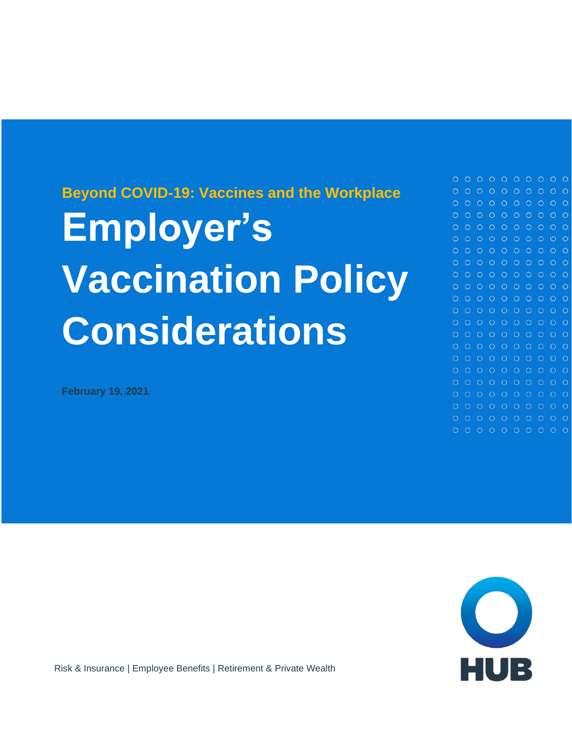**Beyond COVID-19: Vaccines and the Workplace**

# Employer's Vaccination Policy Considerations

**February 19, 2021**

Risk & Insurance | Employee Benefits | Retirement & Private Wealth

HUB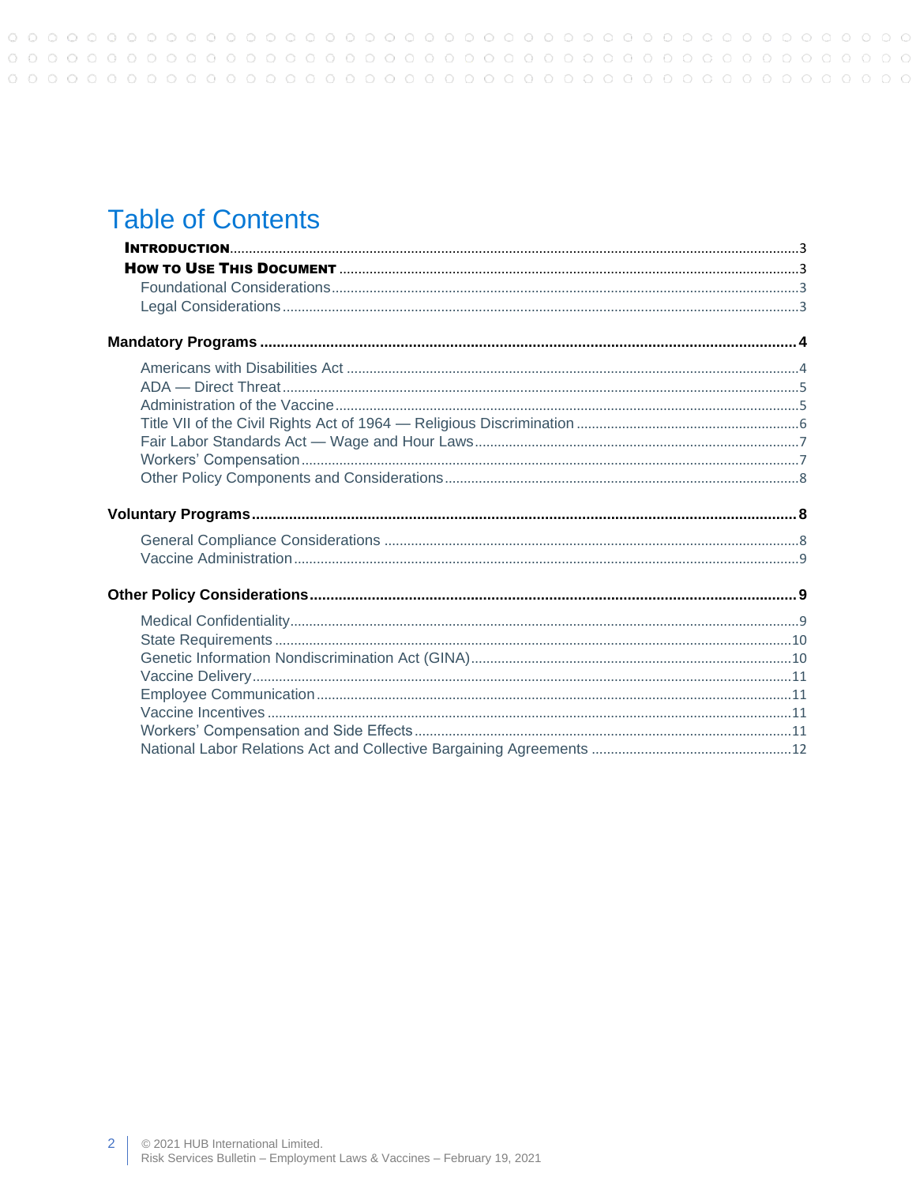# Table of Contents

**INTRODUCTION** ... 3

**HOW TO USE THIS DOCUMENT** ... 3

- Foundational Considerations ... 3
- Legal Considerations ... 3

**Mandatory Programs** ... 4

- Americans with Disabilities Act ... 4
- ADA — Direct Threat ... 5
- Administration of the Vaccine ... 5
- Title VII of the Civil Rights Act of 1964 — Religious Discrimination ... 6
- Fair Labor Standards Act — Wage and Hour Laws ... 7
- Workers' Compensation ... 7
- Other Policy Components and Considerations ... 8

**Voluntary Programs** ... 8

- General Compliance Considerations ... 8
- Vaccine Administration ... 9

**Other Policy Considerations** ... 9

- Medical Confidentiality ... 9
- State Requirements ... 10
- Genetic Information Nondiscrimination Act (GINA) ... 10
- Vaccine Delivery ... 11
- Employee Communication ... 11
- Vaccine Incentives ... 11
- Workers' Compensation and Side Effects ... 11
- National Labor Relations Act and Collective Bargaining Agreements ... 12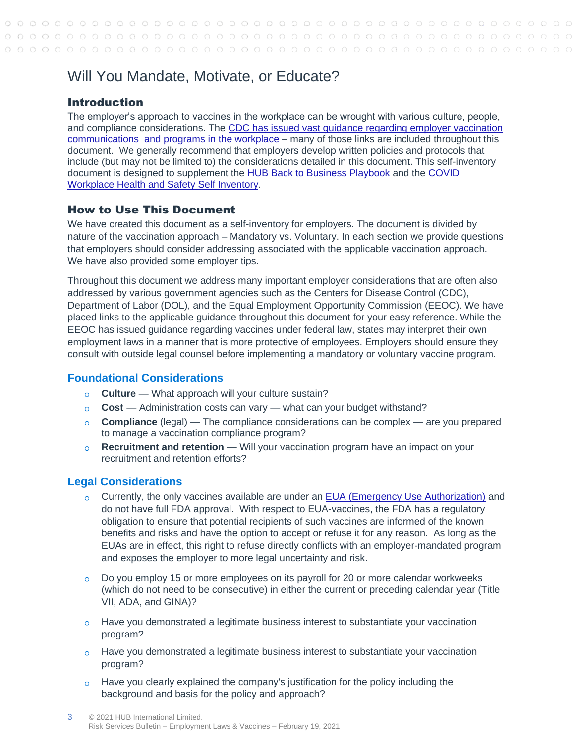# Will You Mandate, Motivate, or Educate?

## Introduction

The employer's approach to vaccines in the workplace can be wrought with various culture, people, and compliance considerations. The CDC has issued vast guidance regarding employer vaccination communications and programs in the workplace – many of those links are included throughout this document. We generally recommend that employers develop written policies and protocols that include (but may not be limited to) the considerations detailed in this document. This self-inventory document is designed to supplement the HUB Back to Business Playbook and the COVID Workplace Health and Safety Self Inventory.

## How to Use This Document

We have created this document as a self-inventory for employers. The document is divided by nature of the vaccination approach – Mandatory vs. Voluntary. In each section we provide questions that employers should consider addressing associated with the applicable vaccination approach. We have also provided some employer tips.

Throughout this document we address many important employer considerations that are often also addressed by various government agencies such as the Centers for Disease Control (CDC), Department of Labor (DOL), and the Equal Employment Opportunity Commission (EEOC). We have placed links to the applicable guidance throughout this document for your easy reference. While the EEOC has issued guidance regarding vaccines under federal law, states may interpret their own employment laws in a manner that is more protective of employees. Employers should ensure they consult with outside legal counsel before implementing a mandatory or voluntary vaccine program.

### Foundational Considerations

- **Culture** — What approach will your culture sustain?
- **Cost** — Administration costs can vary — what can your budget withstand?
- **Compliance** (legal) — The compliance considerations can be complex — are you prepared to manage a vaccination compliance program?
- **Recruitment and retention** — Will your vaccination program have an impact on your recruitment and retention efforts?

### Legal Considerations

- Currently, the only vaccines available are under an EUA (Emergency Use Authorization) and do not have full FDA approval. With respect to EUA-vaccines, the FDA has a regulatory obligation to ensure that potential recipients of such vaccines are informed of the known benefits and risks and have the option to accept or refuse it for any reason. As long as the EUAs are in effect, this right to refuse directly conflicts with an employer-mandated program and exposes the employer to more legal uncertainty and risk.
- Do you employ 15 or more employees on its payroll for 20 or more calendar workweeks (which do not need to be consecutive) in either the current or preceding calendar year (Title VII, ADA, and GINA)?
- Have you demonstrated a legitimate business interest to substantiate your vaccination program?
- Have you demonstrated a legitimate business interest to substantiate your vaccination program?
- Have you clearly explained the company's justification for the policy including the background and basis for the policy and approach?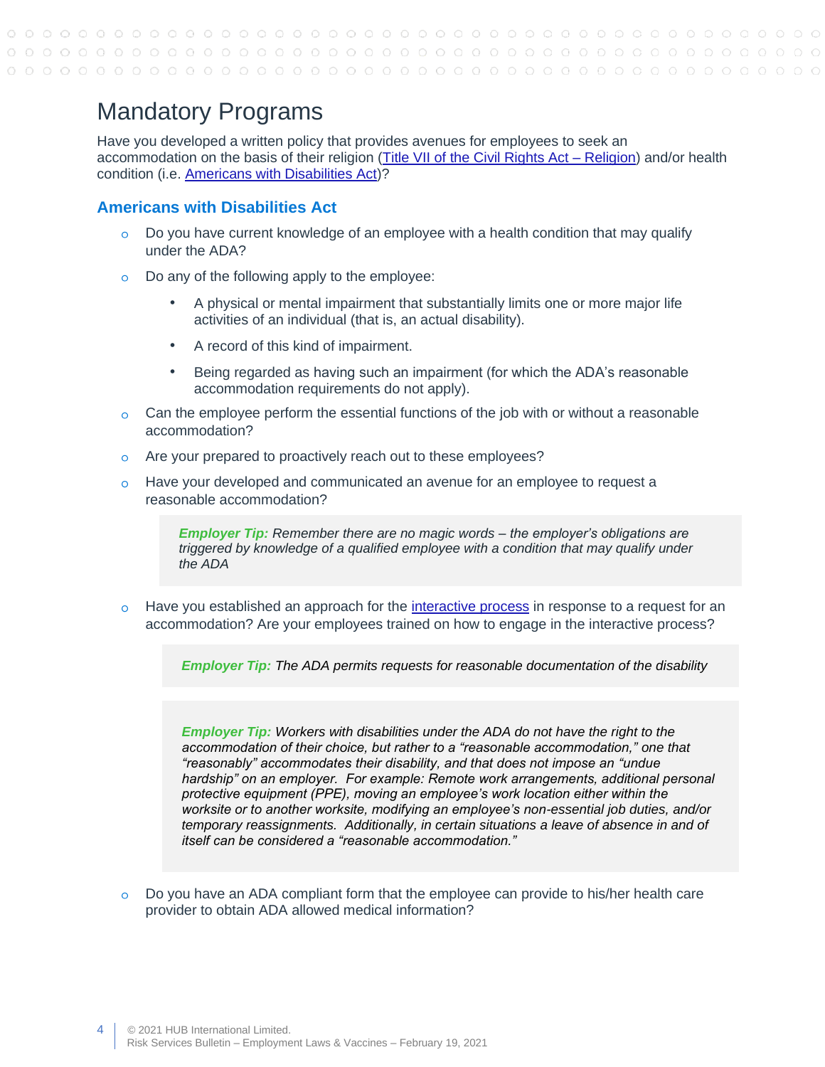# Mandatory Programs

Have you developed a written policy that provides avenues for employees to seek an accommodation on the basis of their religion (Title VII of the Civil Rights Act – Religion) and/or health condition (i.e. Americans with Disabilities Act)?

## Americans with Disabilities Act

- Do you have current knowledge of an employee with a health condition that may qualify under the ADA?
- Do any of the following apply to the employee:
  - A physical or mental impairment that substantially limits one or more major life activities of an individual (that is, an actual disability).
  - A record of this kind of impairment.
  - Being regarded as having such an impairment (for which the ADA's reasonable accommodation requirements do not apply).
- Can the employee perform the essential functions of the job with or without a reasonable accommodation?
- Are your prepared to proactively reach out to these employees?
- Have your developed and communicated an avenue for an employee to request a reasonable accommodation?

> ***Employer Tip:*** *Remember there are no magic words – the employer's obligations are triggered by knowledge of a qualified employee with a condition that may qualify under the ADA*

- Have you established an approach for the interactive process in response to a request for an accommodation? Are your employees trained on how to engage in the interactive process?

> ***Employer Tip:*** *The ADA permits requests for reasonable documentation of the disability*

> ***Employer Tip:*** *Workers with disabilities under the ADA do not have the right to the accommodation of their choice, but rather to a "reasonable accommodation," one that "reasonably" accommodates their disability, and that does not impose an "undue hardship" on an employer. For example: Remote work arrangements, additional personal protective equipment (PPE), moving an employee's work location either within the worksite or to another worksite, modifying an employee's non-essential job duties, and/or temporary reassignments. Additionally, in certain situations a leave of absence in and of itself can be considered a "reasonable accommodation."*

- Do you have an ADA compliant form that the employee can provide to his/her health care provider to obtain ADA allowed medical information?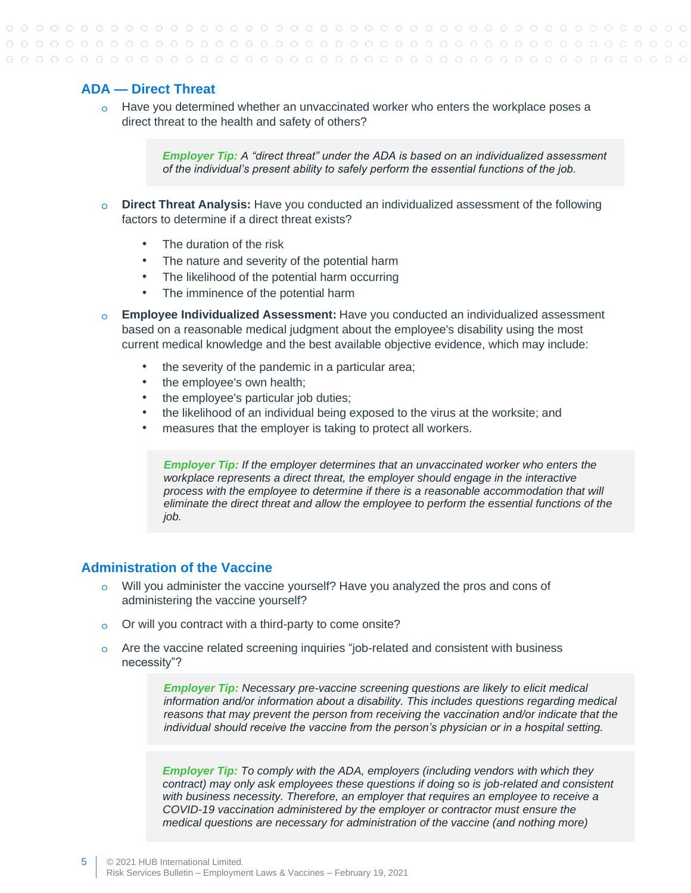## ADA — Direct Threat

- Have you determined whether an unvaccinated worker who enters the workplace poses a direct threat to the health and safety of others?

  > ***Employer Tip:*** *A "direct threat" under the ADA is based on an individualized assessment of the individual's present ability to safely perform the essential functions of the job.*

- **Direct Threat Analysis:** Have you conducted an individualized assessment of the following factors to determine if a direct threat exists?
  - The duration of the risk
  - The nature and severity of the potential harm
  - The likelihood of the potential harm occurring
  - The imminence of the potential harm

- **Employee Individualized Assessment:** Have you conducted an individualized assessment based on a reasonable medical judgment about the employee's disability using the most current medical knowledge and the best available objective evidence, which may include:
  - the severity of the pandemic in a particular area;
  - the employee's own health;
  - the employee's particular job duties;
  - the likelihood of an individual being exposed to the virus at the worksite; and
  - measures that the employer is taking to protect all workers.

  > ***Employer Tip:*** *If the employer determines that an unvaccinated worker who enters the workplace represents a direct threat, the employer should engage in the interactive process with the employee to determine if there is a reasonable accommodation that will eliminate the direct threat and allow the employee to perform the essential functions of the job.*

## Administration of the Vaccine

- Will you administer the vaccine yourself? Have you analyzed the pros and cons of administering the vaccine yourself?

- Or will you contract with a third-party to come onsite?

- Are the vaccine related screening inquiries "job-related and consistent with business necessity"?

  > ***Employer Tip:*** *Necessary pre-vaccine screening questions are likely to elicit medical information and/or information about a disability. This includes questions regarding medical reasons that may prevent the person from receiving the vaccination and/or indicate that the individual should receive the vaccine from the person's physician or in a hospital setting.*

  > ***Employer Tip:*** *To comply with the ADA, employers (including vendors with which they contract) may only ask employees these questions if doing so is job-related and consistent with business necessity. Therefore, an employer that requires an employee to receive a COVID-19 vaccination administered by the employer or contractor must ensure the medical questions are necessary for administration of the vaccine (and nothing more)*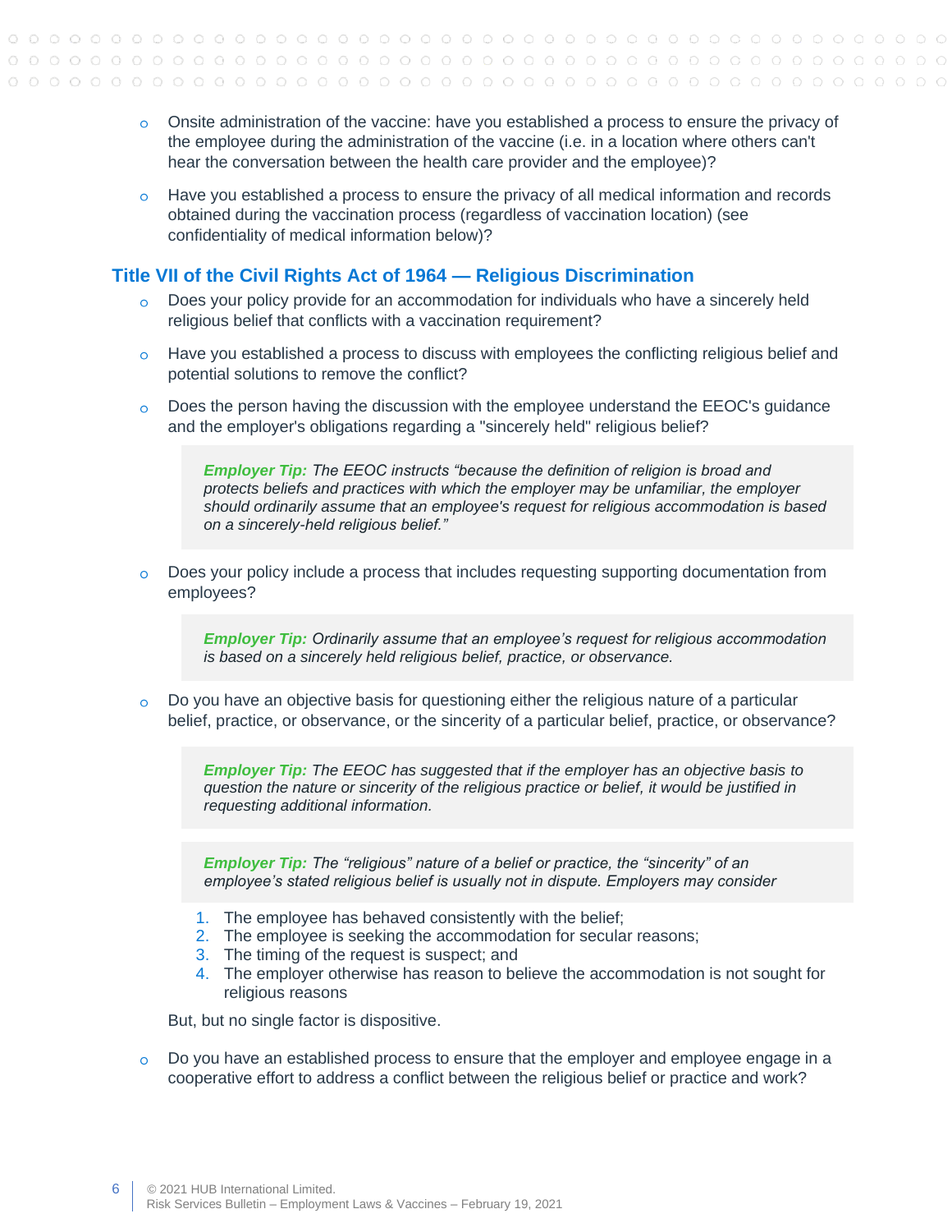- Onsite administration of the vaccine: have you established a process to ensure the privacy of the employee during the administration of the vaccine (i.e. in a location where others can't hear the conversation between the health care provider and the employee)?
- Have you established a process to ensure the privacy of all medical information and records obtained during the vaccination process (regardless of vaccination location) (see confidentiality of medical information below)?

## Title VII of the Civil Rights Act of 1964 — Religious Discrimination

- Does your policy provide for an accommodation for individuals who have a sincerely held religious belief that conflicts with a vaccination requirement?
- Have you established a process to discuss with employees the conflicting religious belief and potential solutions to remove the conflict?
- Does the person having the discussion with the employee understand the EEOC's guidance and the employer's obligations regarding a "sincerely held" religious belief?

  > ***Employer Tip:*** *The EEOC instructs "because the definition of religion is broad and protects beliefs and practices with which the employer may be unfamiliar, the employer should ordinarily assume that an employee's request for religious accommodation is based on a sincerely-held religious belief."*

- Does your policy include a process that includes requesting supporting documentation from employees?

  > ***Employer Tip:*** *Ordinarily assume that an employee's request for religious accommodation is based on a sincerely held religious belief, practice, or observance.*

- Do you have an objective basis for questioning either the religious nature of a particular belief, practice, or observance, or the sincerity of a particular belief, practice, or observance?

  > ***Employer Tip:*** *The EEOC has suggested that if the employer has an objective basis to question the nature or sincerity of the religious practice or belief, it would be justified in requesting additional information.*

  > ***Employer Tip:*** *The "religious" nature of a belief or practice, the "sincerity" of an employee's stated religious belief is usually not in dispute. Employers may consider*

  1. The employee has behaved consistently with the belief;
  2. The employee is seeking the accommodation for secular reasons;
  3. The timing of the request is suspect; and
  4. The employer otherwise has reason to believe the accommodation is not sought for religious reasons

  But, but no single factor is dispositive.

- Do you have an established process to ensure that the employer and employee engage in a cooperative effort to address a conflict between the religious belief or practice and work?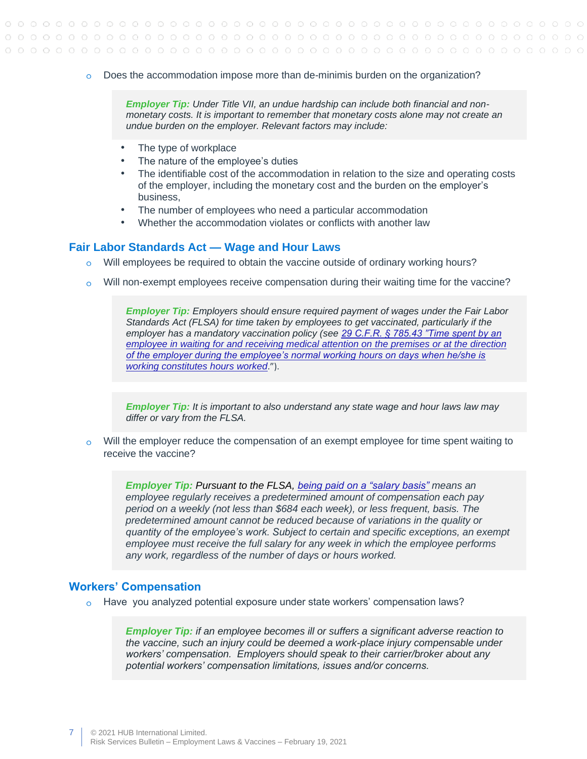- Does the accommodation impose more than de-minimis burden on the organization?

> ***Employer Tip:*** *Under Title VII, an undue hardship can include both financial and non-monetary costs. It is important to remember that monetary costs alone may not create an undue burden on the employer. Relevant factors may include:*

- The type of workplace
- The nature of the employee's duties
- The identifiable cost of the accommodation in relation to the size and operating costs of the employer, including the monetary cost and the burden on the employer's business,
- The number of employees who need a particular accommodation
- Whether the accommodation violates or conflicts with another law

## Fair Labor Standards Act — Wage and Hour Laws

- Will employees be required to obtain the vaccine outside of ordinary working hours?
- Will non-exempt employees receive compensation during their waiting time for the vaccine?

> ***Employer Tip:*** *Employers should ensure required payment of wages under the Fair Labor Standards Act (FLSA) for time taken by employees to get vaccinated, particularly if the employer has a mandatory vaccination policy (see [29 C.F.R. § 785.43 "Time spent by an employee in waiting for and receiving medical attention on the premises or at the direction of the employer during the employee's normal working hours on days when he/she is working constitutes hours worked](#)."*).

> ***Employer Tip:*** *It is important to also understand any state wage and hour laws law may differ or vary from the FLSA.*

- Will the employer reduce the compensation of an exempt employee for time spent waiting to receive the vaccine?

> ***Employer Tip:*** Pursuant to the FLSA, *[being paid on a "salary basis"](#) means an employee regularly receives a predetermined amount of compensation each pay period on a weekly (not less than $684 each week), or less frequent, basis. The predetermined amount cannot be reduced because of variations in the quality or quantity of the employee's work. Subject to certain and specific exceptions, an exempt employee must receive the full salary for any week in which the employee performs any work, regardless of the number of days or hours worked.*

## Workers' Compensation

- Have you analyzed potential exposure under state workers' compensation laws?

> ***Employer Tip:*** *if an employee becomes ill or suffers a significant adverse reaction to the vaccine, such an injury could be deemed a work-place injury compensable under workers' compensation. Employers should speak to their carrier/broker about any potential workers' compensation limitations, issues and/or concerns.*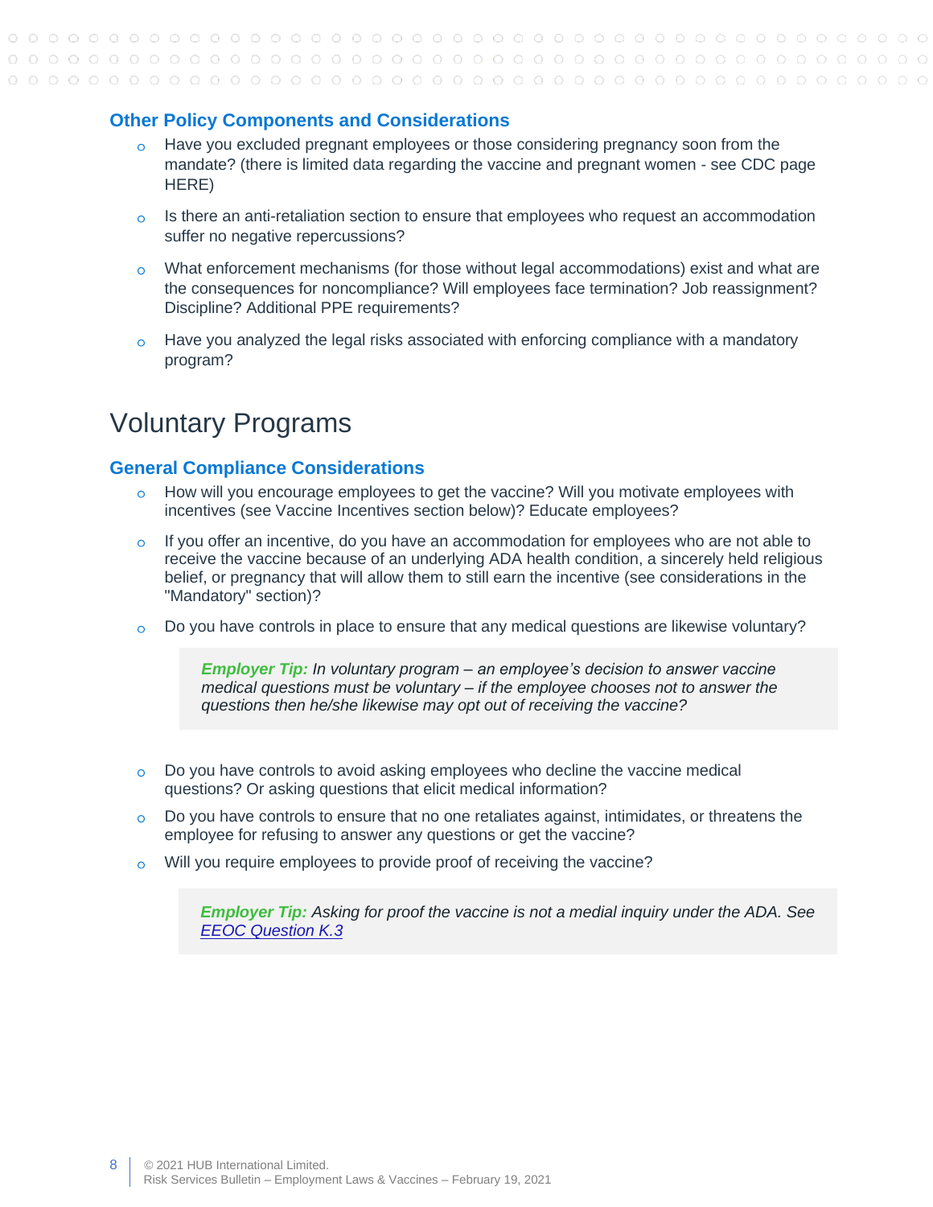### Other Policy Components and Considerations

- Have you excluded pregnant employees or those considering pregnancy soon from the mandate? (there is limited data regarding the vaccine and pregnant women - see CDC page HERE)
- Is there an anti-retaliation section to ensure that employees who request an accommodation suffer no negative repercussions?
- What enforcement mechanisms (for those without legal accommodations) exist and what are the consequences for noncompliance? Will employees face termination? Job reassignment? Discipline? Additional PPE requirements?
- Have you analyzed the legal risks associated with enforcing compliance with a mandatory program?

## Voluntary Programs

### General Compliance Considerations

- How will you encourage employees to get the vaccine? Will you motivate employees with incentives (see Vaccine Incentives section below)? Educate employees?
- If you offer an incentive, do you have an accommodation for employees who are not able to receive the vaccine because of an underlying ADA health condition, a sincerely held religious belief, or pregnancy that will allow them to still earn the incentive (see considerations in the "Mandatory" section)?
- Do you have controls in place to ensure that any medical questions are likewise voluntary?

> ***Employer Tip:*** *In voluntary program – an employee's decision to answer vaccine medical questions must be voluntary – if the employee chooses not to answer the questions then he/she likewise may opt out of receiving the vaccine?*

- Do you have controls to avoid asking employees who decline the vaccine medical questions? Or asking questions that elicit medical information?
- Do you have controls to ensure that no one retaliates against, intimidates, or threatens the employee for refusing to answer any questions or get the vaccine?
- Will you require employees to provide proof of receiving the vaccine?

> ***Employer Tip:*** *Asking for proof the vaccine is not a medial inquiry under the ADA. See [EEOC Question K.3](#)*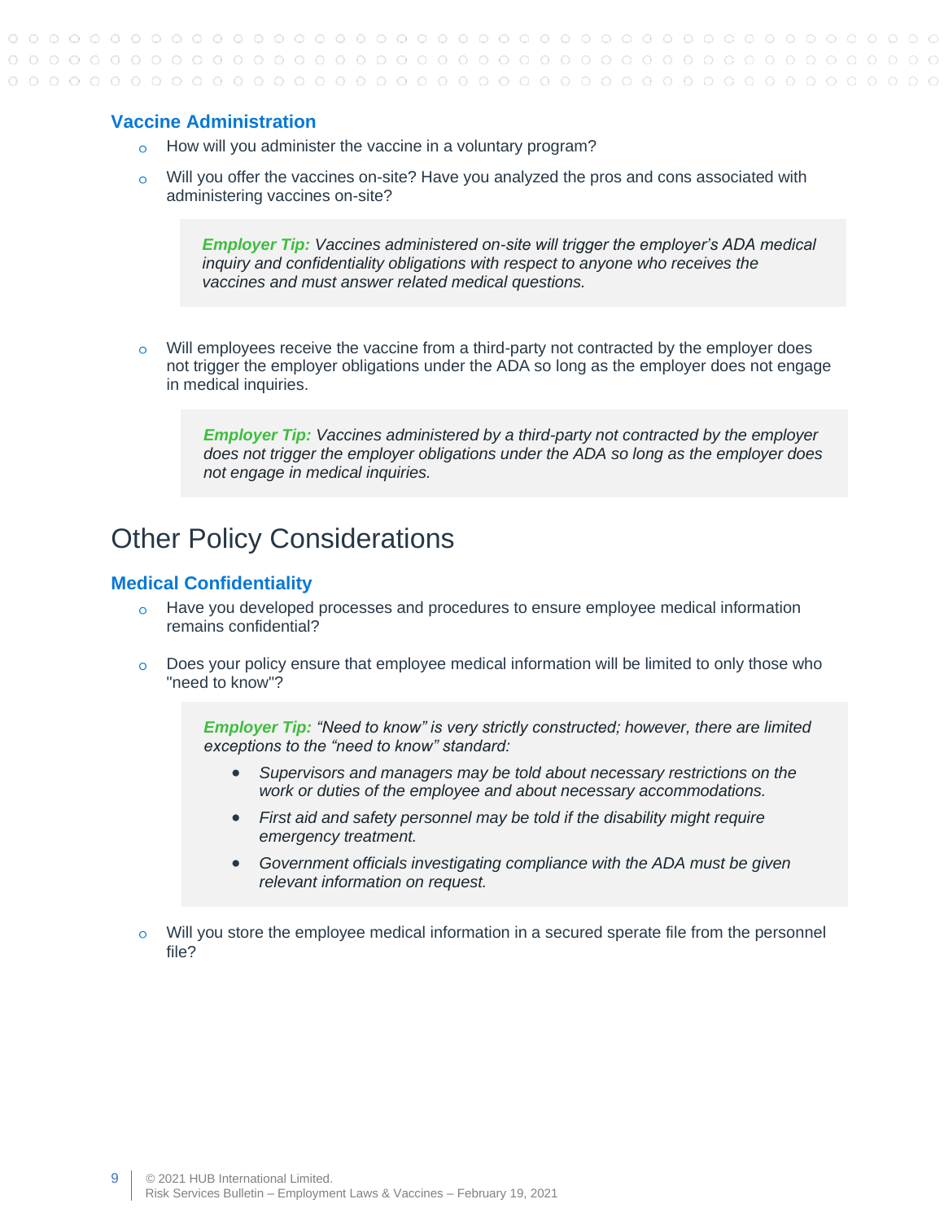### Vaccine Administration

- How will you administer the vaccine in a voluntary program?
- Will you offer the vaccines on-site? Have you analyzed the pros and cons associated with administering vaccines on-site?

> ***Employer Tip:*** *Vaccines administered on-site will trigger the employer's ADA medical inquiry and confidentiality obligations with respect to anyone who receives the vaccines and must answer related medical questions.*

- Will employees receive the vaccine from a third-party not contracted by the employer does not trigger the employer obligations under the ADA so long as the employer does not engage in medical inquiries.

> ***Employer Tip:*** *Vaccines administered by a third-party not contracted by the employer does not trigger the employer obligations under the ADA so long as the employer does not engage in medical inquiries.*

## Other Policy Considerations

### Medical Confidentiality

- Have you developed processes and procedures to ensure employee medical information remains confidential?
- Does your policy ensure that employee medical information will be limited to only those who "need to know"?

> ***Employer Tip:*** *"Need to know" is very strictly constructed; however, there are limited exceptions to the "need to know" standard:*
>
> - *Supervisors and managers may be told about necessary restrictions on the work or duties of the employee and about necessary accommodations.*
> - *First aid and safety personnel may be told if the disability might require emergency treatment.*
> - *Government officials investigating compliance with the ADA must be given relevant information on request.*

- Will you store the employee medical information in a secured sperate file from the personnel file?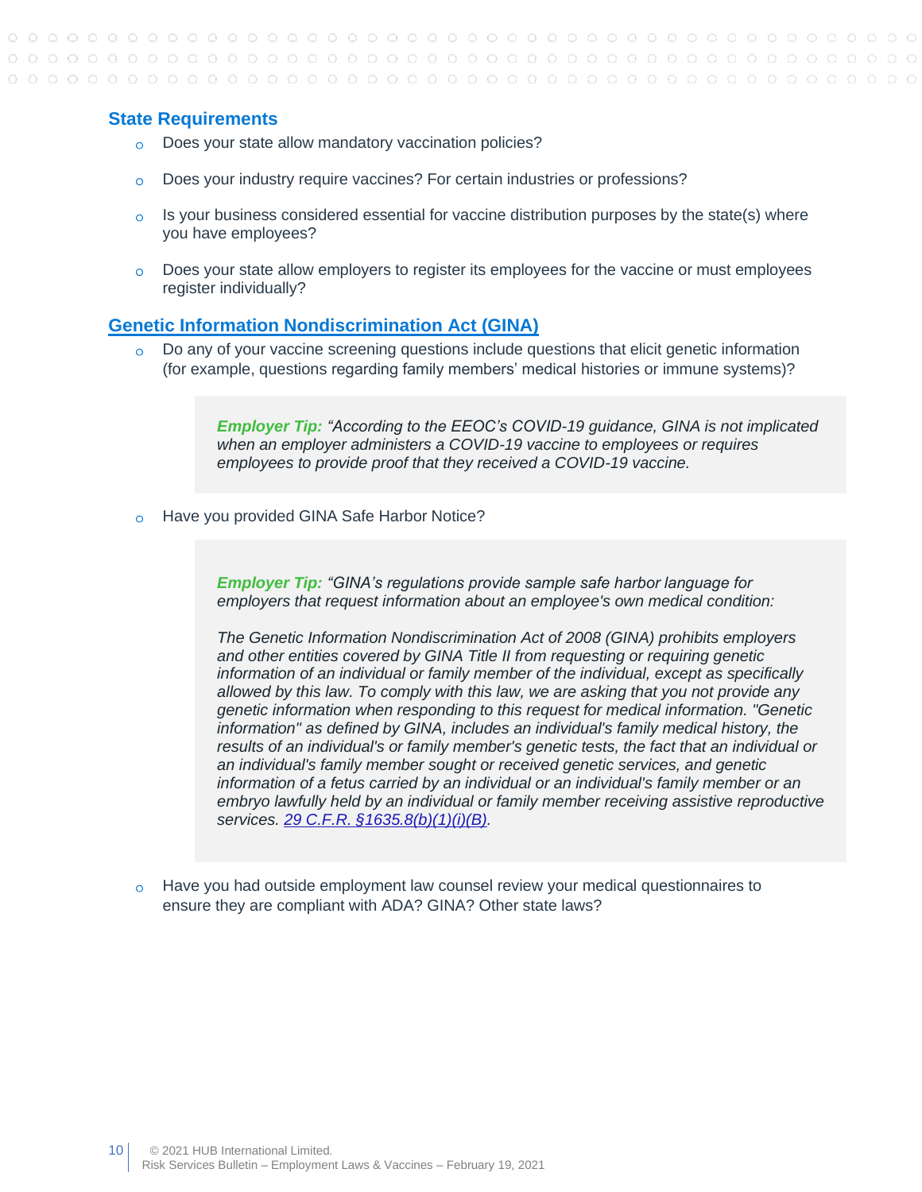## State Requirements

- Does your state allow mandatory vaccination policies?
- Does your industry require vaccines? For certain industries or professions?
- Is your business considered essential for vaccine distribution purposes by the state(s) where you have employees?
- Does your state allow employers to register its employees for the vaccine or must employees register individually?

## [Genetic Information Nondiscrimination Act (GINA)]

- Do any of your vaccine screening questions include questions that elicit genetic information (for example, questions regarding family members' medical histories or immune systems)?

> ***Employer Tip:*** *"According to the EEOC's COVID-19 guidance, GINA is not implicated when an employer administers a COVID-19 vaccine to employees or requires employees to provide proof that they received a COVID-19 vaccine.*

- Have you provided GINA Safe Harbor Notice?

> ***Employer Tip:*** *"GINA's regulations provide sample safe harbor language for employers that request information about an employee's own medical condition:*
>
> *The Genetic Information Nondiscrimination Act of 2008 (GINA) prohibits employers and other entities covered by GINA Title II from requesting or requiring genetic information of an individual or family member of the individual, except as specifically allowed by this law. To comply with this law, we are asking that you not provide any genetic information when responding to this request for medical information. "Genetic information" as defined by GINA, includes an individual's family medical history, the results of an individual's or family member's genetic tests, the fact that an individual or an individual's family member sought or received genetic services, and genetic information of a fetus carried by an individual or an individual's family member or an embryo lawfully held by an individual or family member receiving assistive reproductive services. 29 C.F.R. §1635.8(b)(1)(i)(B).*

- Have you had outside employment law counsel review your medical questionnaires to ensure they are compliant with ADA? GINA? Other state laws?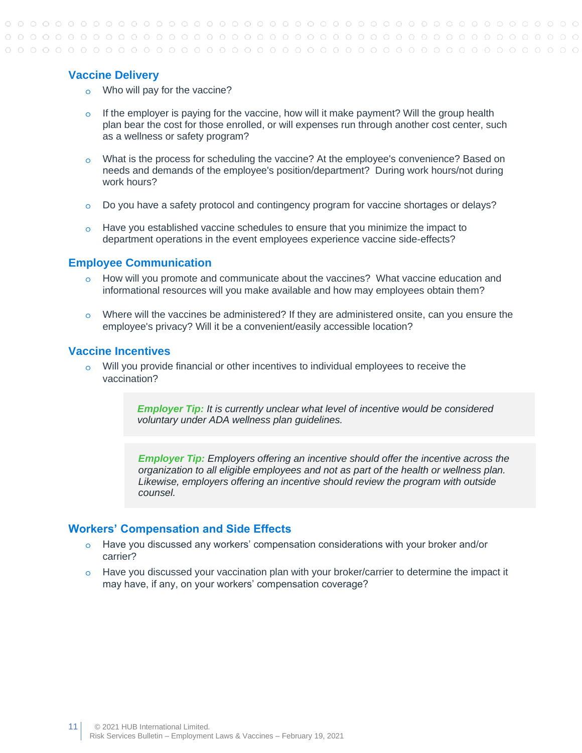## Vaccine Delivery

- Who will pay for the vaccine?

- If the employer is paying for the vaccine, how will it make payment? Will the group health plan bear the cost for those enrolled, or will expenses run through another cost center, such as a wellness or safety program?

- What is the process for scheduling the vaccine? At the employee's convenience? Based on needs and demands of the employee's position/department? During work hours/not during work hours?

- Do you have a safety protocol and contingency program for vaccine shortages or delays?

- Have you established vaccine schedules to ensure that you minimize the impact to department operations in the event employees experience vaccine side-effects?

## Employee Communication

- How will you promote and communicate about the vaccines? What vaccine education and informational resources will you make available and how may employees obtain them?

- Where will the vaccines be administered? If they are administered onsite, can you ensure the employee's privacy? Will it be a convenient/easily accessible location?

## Vaccine Incentives

- Will you provide financial or other incentives to individual employees to receive the vaccination?

> ***Employer Tip:*** *It is currently unclear what level of incentive would be considered voluntary under ADA wellness plan guidelines.*

> ***Employer Tip:*** *Employers offering an incentive should offer the incentive across the organization to all eligible employees and not as part of the health or wellness plan. Likewise, employers offering an incentive should review the program with outside counsel.*

## Workers' Compensation and Side Effects

- Have you discussed any workers' compensation considerations with your broker and/or carrier?
- Have you discussed your vaccination plan with your broker/carrier to determine the impact it may have, if any, on your workers' compensation coverage?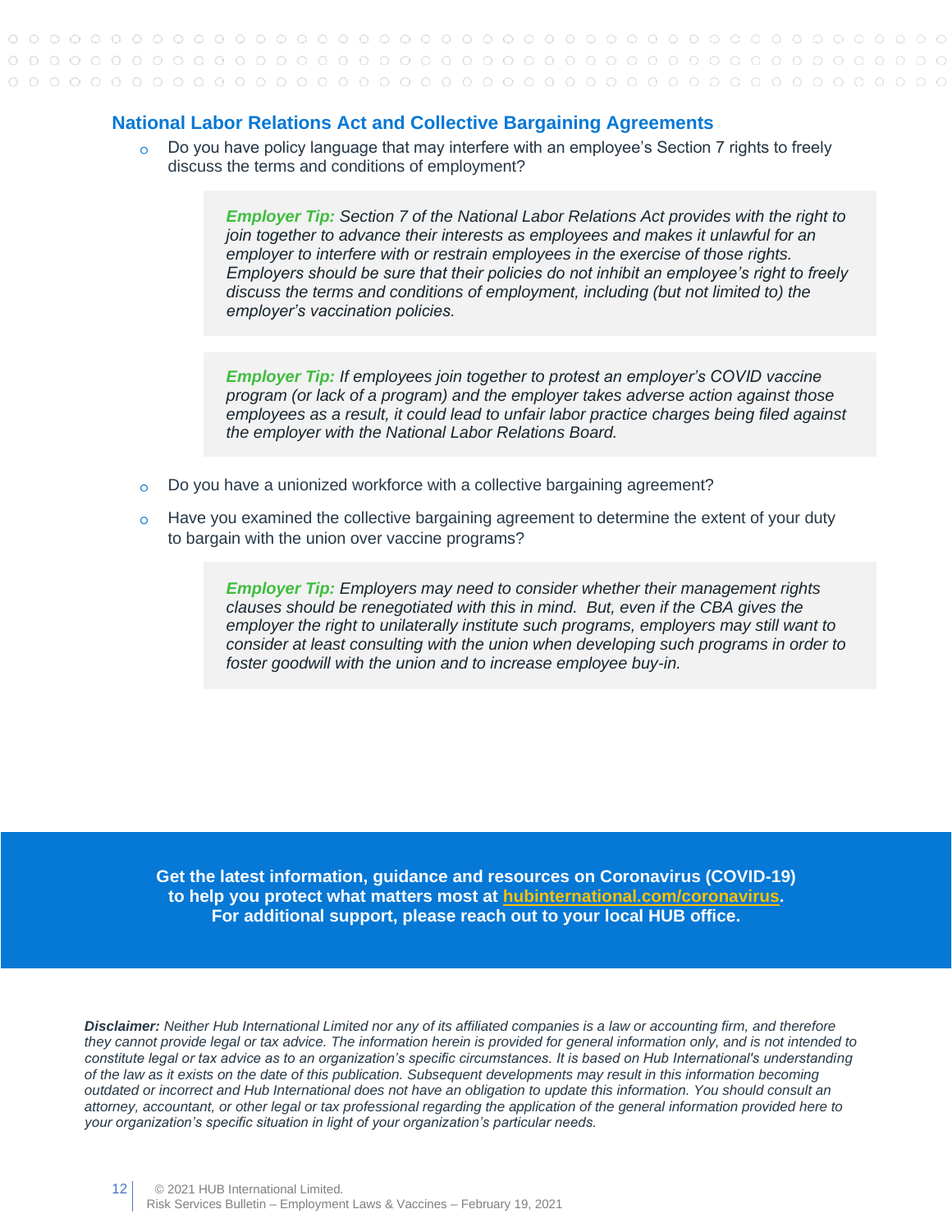## National Labor Relations Act and Collective Bargaining Agreements

- Do you have policy language that may interfere with an employee's Section 7 rights to freely discuss the terms and conditions of employment?

> ***Employer Tip:*** *Section 7 of the National Labor Relations Act provides with the right to join together to advance their interests as employees and makes it unlawful for an employer to interfere with or restrain employees in the exercise of those rights. Employers should be sure that their policies do not inhibit an employee's right to freely discuss the terms and conditions of employment, including (but not limited to) the employer's vaccination policies.*

> ***Employer Tip:*** *If employees join together to protest an employer's COVID vaccine program (or lack of a program) and the employer takes adverse action against those employees as a result, it could lead to unfair labor practice charges being filed against the employer with the National Labor Relations Board.*

- Do you have a unionized workforce with a collective bargaining agreement?
- Have you examined the collective bargaining agreement to determine the extent of your duty to bargain with the union over vaccine programs?

> ***Employer Tip:*** *Employers may need to consider whether their management rights clauses should be renegotiated with this in mind. But, even if the CBA gives the employer the right to unilaterally institute such programs, employers may still want to consider at least consulting with the union when developing such programs in order to foster goodwill with the union and to increase employee buy-in.*

**Get the latest information, guidance and resources on Coronavirus (COVID-19) to help you protect what matters most at hubinternational.com/coronavirus. For additional support, please reach out to your local HUB office.**

***Disclaimer:*** *Neither Hub International Limited nor any of its affiliated companies is a law or accounting firm, and therefore they cannot provide legal or tax advice. The information herein is provided for general information only, and is not intended to constitute legal or tax advice as to an organization's specific circumstances. It is based on Hub International's understanding of the law as it exists on the date of this publication. Subsequent developments may result in this information becoming outdated or incorrect and Hub International does not have an obligation to update this information. You should consult an attorney, accountant, or other legal or tax professional regarding the application of the general information provided here to your organization's specific situation in light of your organization's particular needs.*